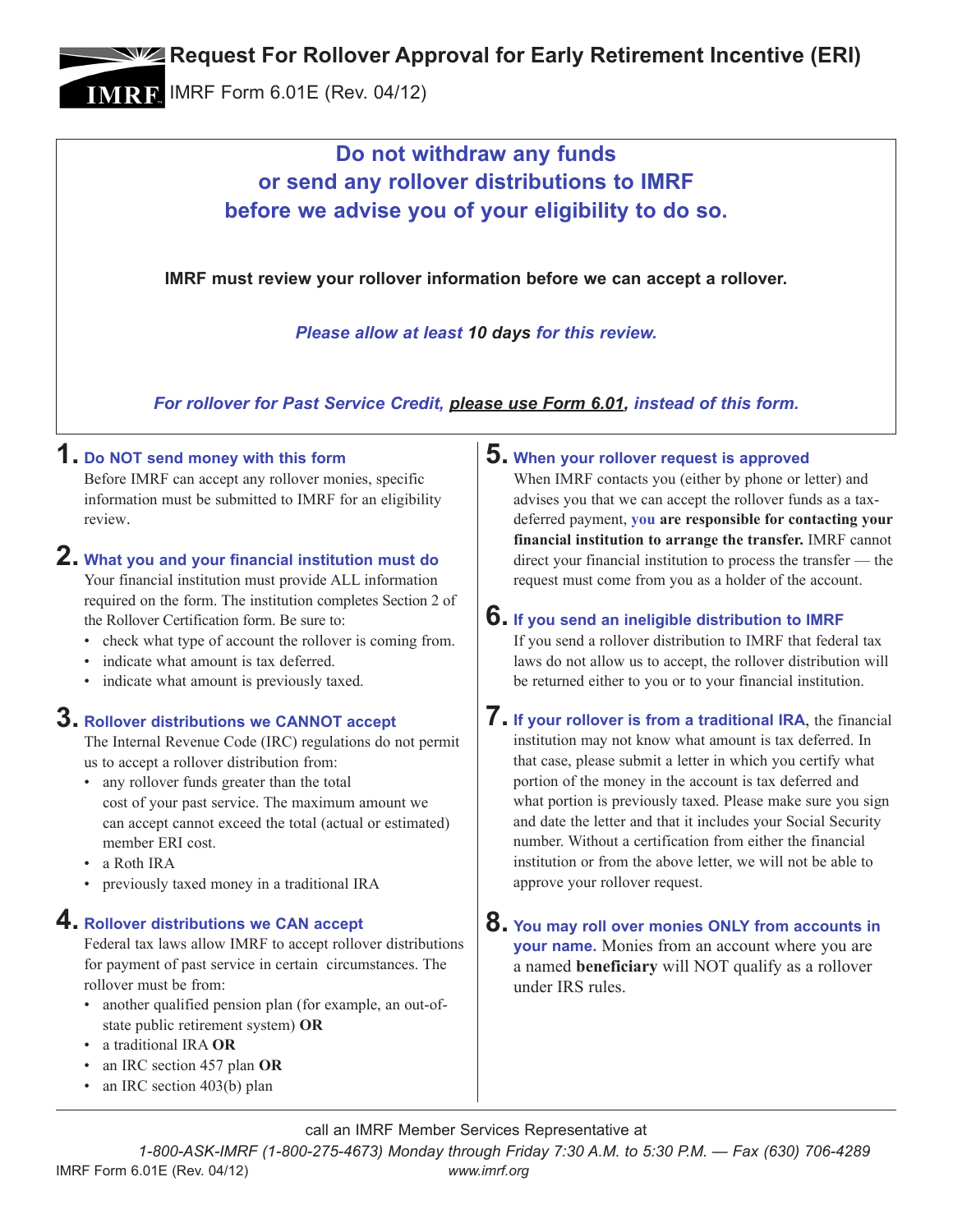# Request For Rollover Approval for Early Retirement Incentive (ERI)

IMRF Form 6.01E (Rev. 04/12)

**Do not withdraw any funds or send any rollover distributions to IMRF before we advise you of your eligibility to do so.**

**IMRF must review your rollover information before we can accept a rollover.**

*Please allow at least* ***10 days*** *for this review.*

*For rollover for Past Service Credit,* ***please use Form 6.01****, instead of this form.*

## 1. Do NOT send money with this form

Before IMRF can accept any rollover monies, specific information must be submitted to IMRF for an eligibility review.

## 2. What you and your financial institution must do

Your financial institution must provide ALL information required on the form. The institution completes Section 2 of the Rollover Certification form. Be sure to:

- check what type of account the rollover is coming from.
- indicate what amount is tax deferred.
- indicate what amount is previously taxed.

## 3. Rollover distributions we CANNOT accept

The Internal Revenue Code (IRC) regulations do not permit us to accept a rollover distribution from:

- any rollover funds greater than the total cost of your past service. The maximum amount we can accept cannot exceed the total (actual or estimated) member ERI cost.
- a Roth IRA
- previously taxed money in a traditional IRA

## 4. Rollover distributions we CAN accept

Federal tax laws allow IMRF to accept rollover distributions for payment of past service in certain circumstances. The rollover must be from:

- another qualified pension plan (for example, an out-of-state public retirement system) **OR**
- a traditional IRA **OR**
- an IRC section 457 plan **OR**
- an IRC section 403(b) plan

## 5. When your rollover request is approved

When IMRF contacts you (either by phone or letter) and advises you that we can accept the rollover funds as a tax-deferred payment, **you are responsible for contacting your financial institution to arrange the transfer.** IMRF cannot direct your financial institution to process the transfer — the request must come from you as a holder of the account.

## 6. If you send an ineligible distribution to IMRF

If you send a rollover distribution to IMRF that federal tax laws do not allow us to accept, the rollover distribution will be returned either to you or to your financial institution.

## 7. If your rollover is from a traditional IRA, 

the financial institution may not know what amount is tax deferred. In that case, please submit a letter in which you certify what portion of the money in the account is tax deferred and what portion is previously taxed. Please make sure you sign and date the letter and that it includes your Social Security number. Without a certification from either the financial institution or from the above letter, we will not be able to approve your rollover request.

## 8. You may roll over monies ONLY from accounts in your name.

Monies from an account where you are a named **beneficiary** will NOT qualify as a rollover under IRS rules.

call an IMRF Member Services Representative at

*1-800-ASK-IMRF (1-800-275-4673) Monday through Friday 7:30 A.M. to 5:30 P.M. — Fax (630) 706-4289*

*www.imrf.org*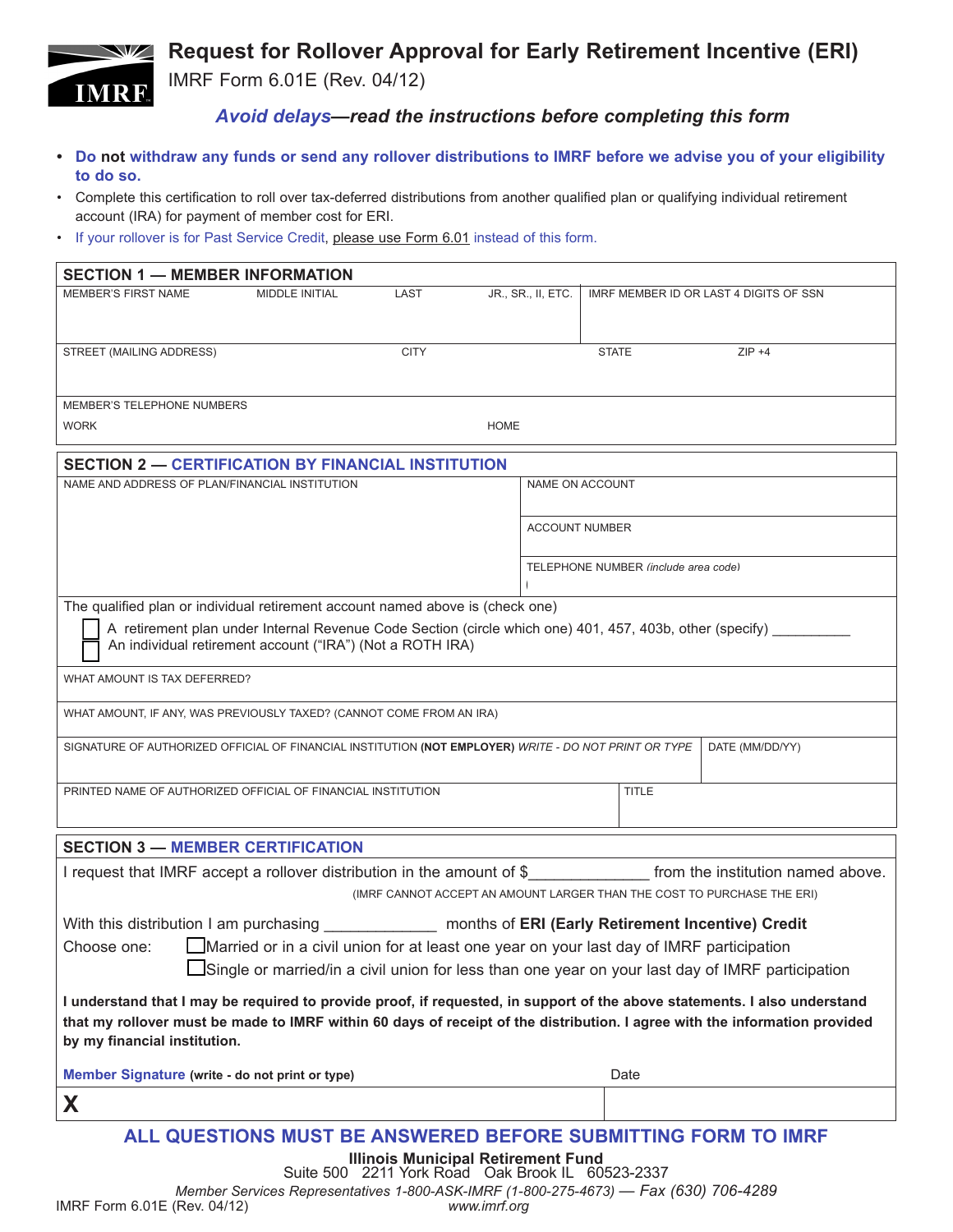# Request for Rollover Approval for Early Retirement Incentive (ERI)

IMRF Form 6.01E (Rev. 04/12)

***Avoid delays—read the instructions before completing this form***

- **Do not withdraw any funds or send any rollover distributions to IMRF before we advise you of your eligibility to do so.**
- Complete this certification to roll over tax-deferred distributions from another qualified plan or qualifying individual retirement account (IRA) for payment of member cost for ERI.
- If your rollover is for Past Service Credit, please use Form 6.01 instead of this form.

## SECTION 1 — MEMBER INFORMATION

| | | | | |
|---|---|---|---|---|
| MEMBER'S FIRST NAME | MIDDLE INITIAL | LAST | JR., SR., II, ETC. | IMRF MEMBER ID OR LAST 4 DIGITS OF SSN |
| STREET (MAILING ADDRESS) | | CITY | STATE | ZIP +4 |

MEMBER'S TELEPHONE NUMBERS

WORK

HOME

## SECTION 2 — CERTIFICATION BY FINANCIAL INSTITUTION

| | |
|---|---|
| NAME AND ADDRESS OF PLAN/FINANCIAL INSTITUTION | NAME ON ACCOUNT |
| | ACCOUNT NUMBER |
| | TELEPHONE NUMBER *(include area code)* |

The qualified plan or individual retirement account named above is (check one)

- ☐ A retirement plan under Internal Revenue Code Section (circle which one) 401, 457, 403b, other (specify) __________
- ☐ An individual retirement account ("IRA") (Not a ROTH IRA)

WHAT AMOUNT IS TAX DEFERRED?

WHAT AMOUNT, IF ANY, WAS PREVIOUSLY TAXED? (CANNOT COME FROM AN IRA)

| | |
|---|---|
| SIGNATURE OF AUTHORIZED OFFICIAL OF FINANCIAL INSTITUTION **(NOT EMPLOYER)** *WRITE - DO NOT PRINT OR TYPE* | DATE (MM/DD/YY) |
| PRINTED NAME OF AUTHORIZED OFFICIAL OF FINANCIAL INSTITUTION | TITLE |

## SECTION 3 — MEMBER CERTIFICATION

I request that IMRF accept a rollover distribution in the amount of $_____________ from the institution named above.

(IMRF CANNOT ACCEPT AN AMOUNT LARGER THAN THE COST TO PURCHASE THE ERI)

With this distribution I am purchasing ____________ months of **ERI (Early Retirement Incentive) Credit**

Choose one:
- ☐ Married or in a civil union for at least one year on your last day of IMRF participation
- ☐ Single or married/in a civil union for less than one year on your last day of IMRF participation

**I understand that I may be required to provide proof, if requested, in support of the above statements. I also understand that my rollover must be made to IMRF within 60 days of receipt of the distribution. I agree with the information provided by my financial institution.**

| | |
|---|---|
| **Member Signature** **(write - do not print or type)** | Date |
| **X** | |

**ALL QUESTIONS MUST BE ANSWERED BEFORE SUBMITTING FORM TO IMRF**

**Illinois Municipal Retirement Fund**
Suite 500 2211 York Road Oak Brook IL 60523-2337
*Member Services Representatives 1-800-ASK-IMRF (1-800-275-4673) — Fax (630) 706-4289*
*www.imrf.org*

IMRF Form 6.01E (Rev. 04/12)